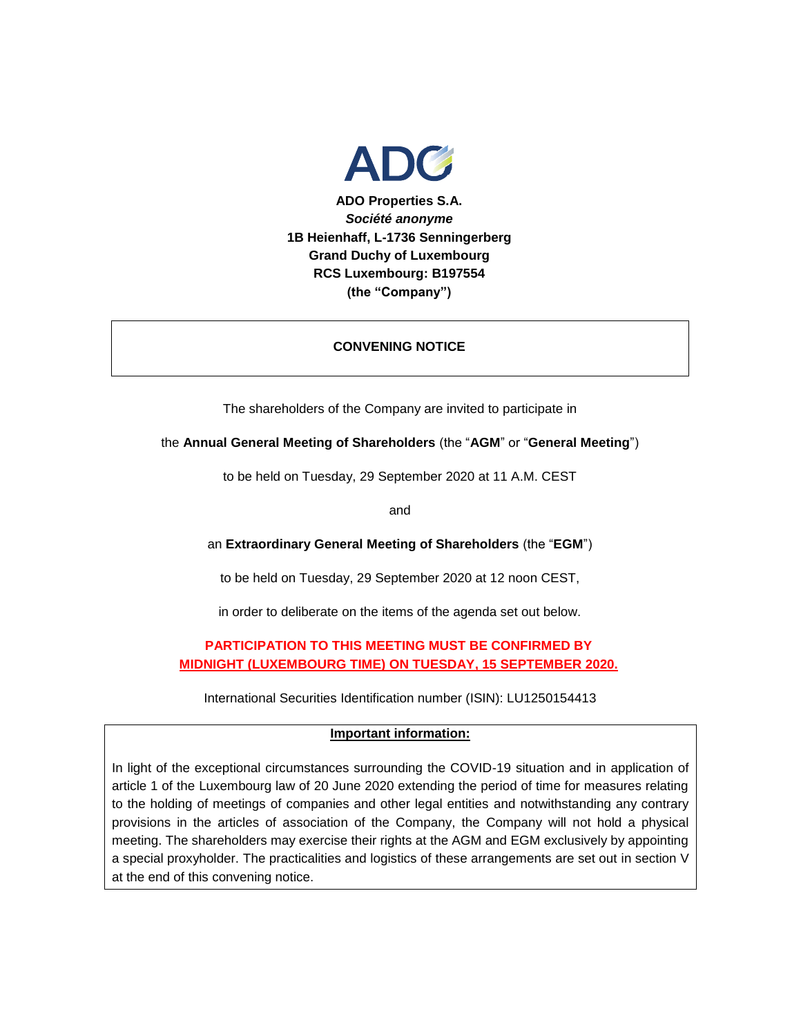**ADO Properties S.A.**
***Société anonyme***
**1B Heienhaff, L-1736 Senningerberg**
**Grand Duchy of Luxembourg**
**RCS Luxembourg: B197554**
**(the "Company")**

# CONVENING NOTICE

The shareholders of the Company are invited to participate in

the **Annual General Meeting of Shareholders** (the "**AGM**" or "**General Meeting**")

to be held on Tuesday, 29 September 2020 at 11 A.M. CEST

and

an **Extraordinary General Meeting of Shareholders** (the "**EGM**")

to be held on Tuesday, 29 September 2020 at 12 noon CEST,

in order to deliberate on the items of the agenda set out below.

**PARTICIPATION TO THIS MEETING MUST BE CONFIRMED BY MIDNIGHT (LUXEMBOURG TIME) ON TUESDAY, 15 SEPTEMBER 2020.**

International Securities Identification number (ISIN): LU1250154413

**Important information:**

In light of the exceptional circumstances surrounding the COVID-19 situation and in application of article 1 of the Luxembourg law of 20 June 2020 extending the period of time for measures relating to the holding of meetings of companies and other legal entities and notwithstanding any contrary provisions in the articles of association of the Company, the Company will not hold a physical meeting. The shareholders may exercise their rights at the AGM and EGM exclusively by appointing a special proxyholder. The practicalities and logistics of these arrangements are set out in section V at the end of this convening notice.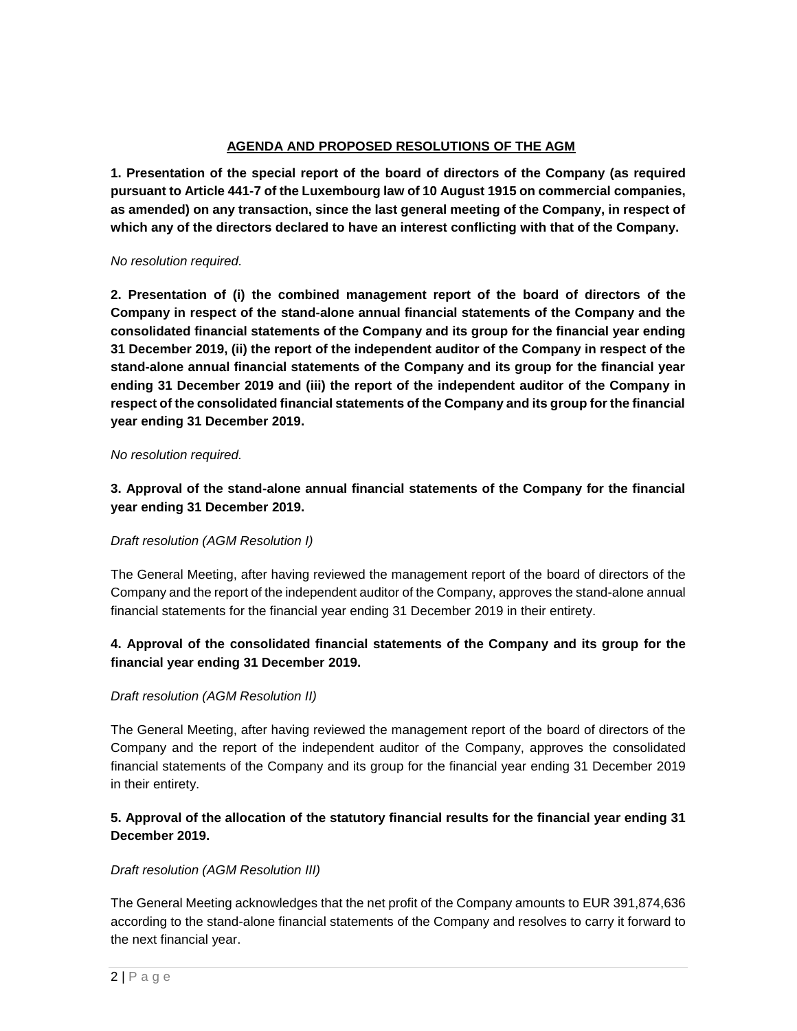## AGENDA AND PROPOSED RESOLUTIONS OF THE AGM

**1. Presentation of the special report of the board of directors of the Company (as required pursuant to Article 441-7 of the Luxembourg law of 10 August 1915 on commercial companies, as amended) on any transaction, since the last general meeting of the Company, in respect of which any of the directors declared to have an interest conflicting with that of the Company.**

*No resolution required.*

**2. Presentation of (i) the combined management report of the board of directors of the Company in respect of the stand-alone annual financial statements of the Company and the consolidated financial statements of the Company and its group for the financial year ending 31 December 2019, (ii) the report of the independent auditor of the Company in respect of the stand-alone annual financial statements of the Company and its group for the financial year ending 31 December 2019 and (iii) the report of the independent auditor of the Company in respect of the consolidated financial statements of the Company and its group for the financial year ending 31 December 2019.**

*No resolution required.*

**3. Approval of the stand-alone annual financial statements of the Company for the financial year ending 31 December 2019.**

*Draft resolution (AGM Resolution I)*

The General Meeting, after having reviewed the management report of the board of directors of the Company and the report of the independent auditor of the Company, approves the stand-alone annual financial statements for the financial year ending 31 December 2019 in their entirety.

**4. Approval of the consolidated financial statements of the Company and its group for the financial year ending 31 December 2019.**

*Draft resolution (AGM Resolution II)*

The General Meeting, after having reviewed the management report of the board of directors of the Company and the report of the independent auditor of the Company, approves the consolidated financial statements of the Company and its group for the financial year ending 31 December 2019 in their entirety.

**5. Approval of the allocation of the statutory financial results for the financial year ending 31 December 2019.**

*Draft resolution (AGM Resolution III)*

The General Meeting acknowledges that the net profit of the Company amounts to EUR 391,874,636 according to the stand-alone financial statements of the Company and resolves to carry it forward to the next financial year.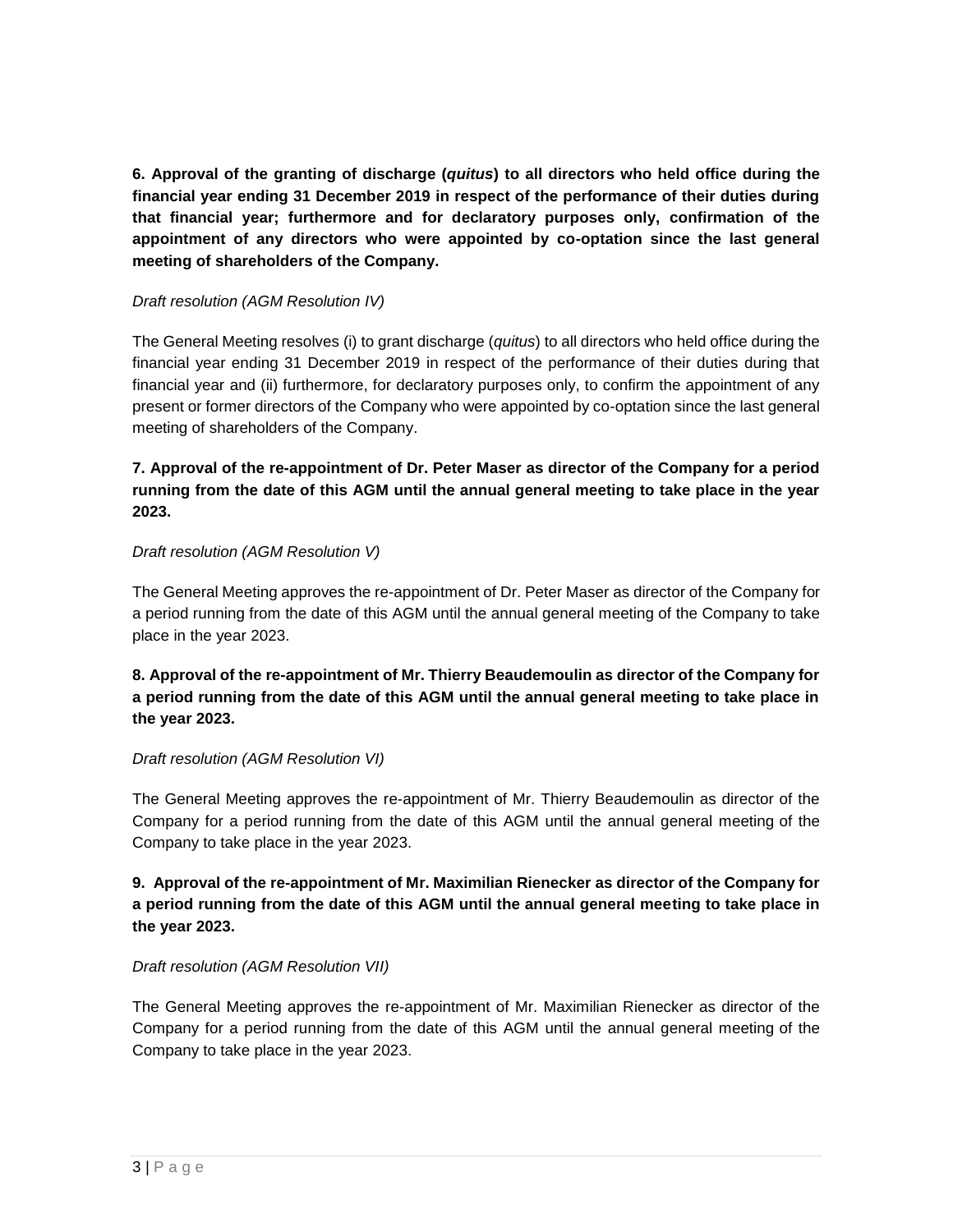**6. Approval of the granting of discharge (*quitus*) to all directors who held office during the financial year ending 31 December 2019 in respect of the performance of their duties during that financial year; furthermore and for declaratory purposes only, confirmation of the appointment of any directors who were appointed by co-optation since the last general meeting of shareholders of the Company.**

*Draft resolution (AGM Resolution IV)*

The General Meeting resolves (i) to grant discharge (*quitus*) to all directors who held office during the financial year ending 31 December 2019 in respect of the performance of their duties during that financial year and (ii) furthermore, for declaratory purposes only, to confirm the appointment of any present or former directors of the Company who were appointed by co-optation since the last general meeting of shareholders of the Company.

**7. Approval of the re-appointment of Dr. Peter Maser as director of the Company for a period running from the date of this AGM until the annual general meeting to take place in the year 2023.**

*Draft resolution (AGM Resolution V)*

The General Meeting approves the re-appointment of Dr. Peter Maser as director of the Company for a period running from the date of this AGM until the annual general meeting of the Company to take place in the year 2023.

**8. Approval of the re-appointment of Mr. Thierry Beaudemoulin as director of the Company for a period running from the date of this AGM until the annual general meeting to take place in the year 2023.**

*Draft resolution (AGM Resolution VI)*

The General Meeting approves the re-appointment of Mr. Thierry Beaudemoulin as director of the Company for a period running from the date of this AGM until the annual general meeting of the Company to take place in the year 2023.

**9. Approval of the re-appointment of Mr. Maximilian Rienecker as director of the Company for a period running from the date of this AGM until the annual general meeting to take place in the year 2023.**

*Draft resolution (AGM Resolution VII)*

The General Meeting approves the re-appointment of Mr. Maximilian Rienecker as director of the Company for a period running from the date of this AGM until the annual general meeting of the Company to take place in the year 2023.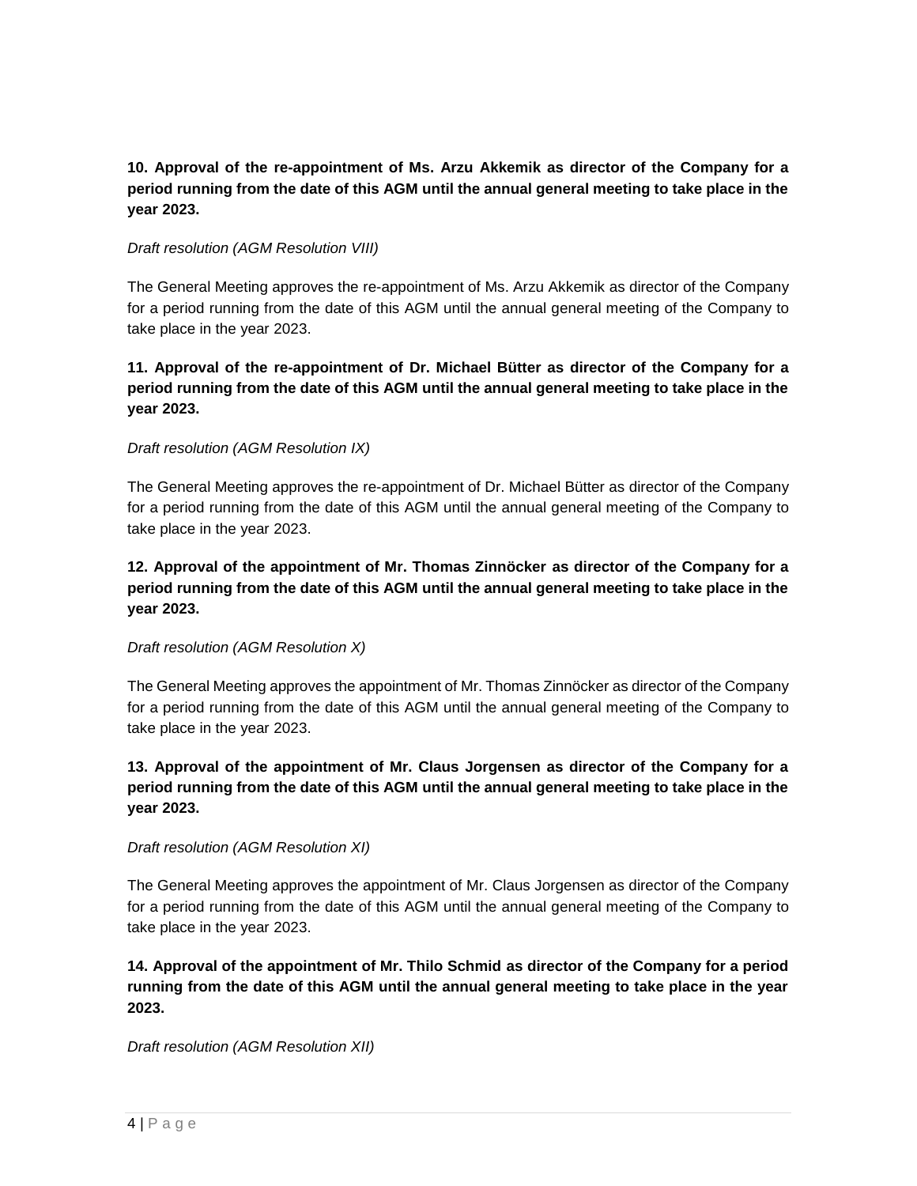**10. Approval of the re-appointment of Ms. Arzu Akkemik as director of the Company for a period running from the date of this AGM until the annual general meeting to take place in the year 2023.**

*Draft resolution (AGM Resolution VIII)*

The General Meeting approves the re-appointment of Ms. Arzu Akkemik as director of the Company for a period running from the date of this AGM until the annual general meeting of the Company to take place in the year 2023.

**11. Approval of the re-appointment of Dr. Michael Bütter as director of the Company for a period running from the date of this AGM until the annual general meeting to take place in the year 2023.**

*Draft resolution (AGM Resolution IX)*

The General Meeting approves the re-appointment of Dr. Michael Bütter as director of the Company for a period running from the date of this AGM until the annual general meeting of the Company to take place in the year 2023.

**12. Approval of the appointment of Mr. Thomas Zinnöcker as director of the Company for a period running from the date of this AGM until the annual general meeting to take place in the year 2023.**

*Draft resolution (AGM Resolution X)*

The General Meeting approves the appointment of Mr. Thomas Zinnöcker as director of the Company for a period running from the date of this AGM until the annual general meeting of the Company to take place in the year 2023.

**13. Approval of the appointment of Mr. Claus Jorgensen as director of the Company for a period running from the date of this AGM until the annual general meeting to take place in the year 2023.**

*Draft resolution (AGM Resolution XI)*

The General Meeting approves the appointment of Mr. Claus Jorgensen as director of the Company for a period running from the date of this AGM until the annual general meeting of the Company to take place in the year 2023.

**14. Approval of the appointment of Mr. Thilo Schmid as director of the Company for a period running from the date of this AGM until the annual general meeting to take place in the year 2023.**

*Draft resolution (AGM Resolution XII)*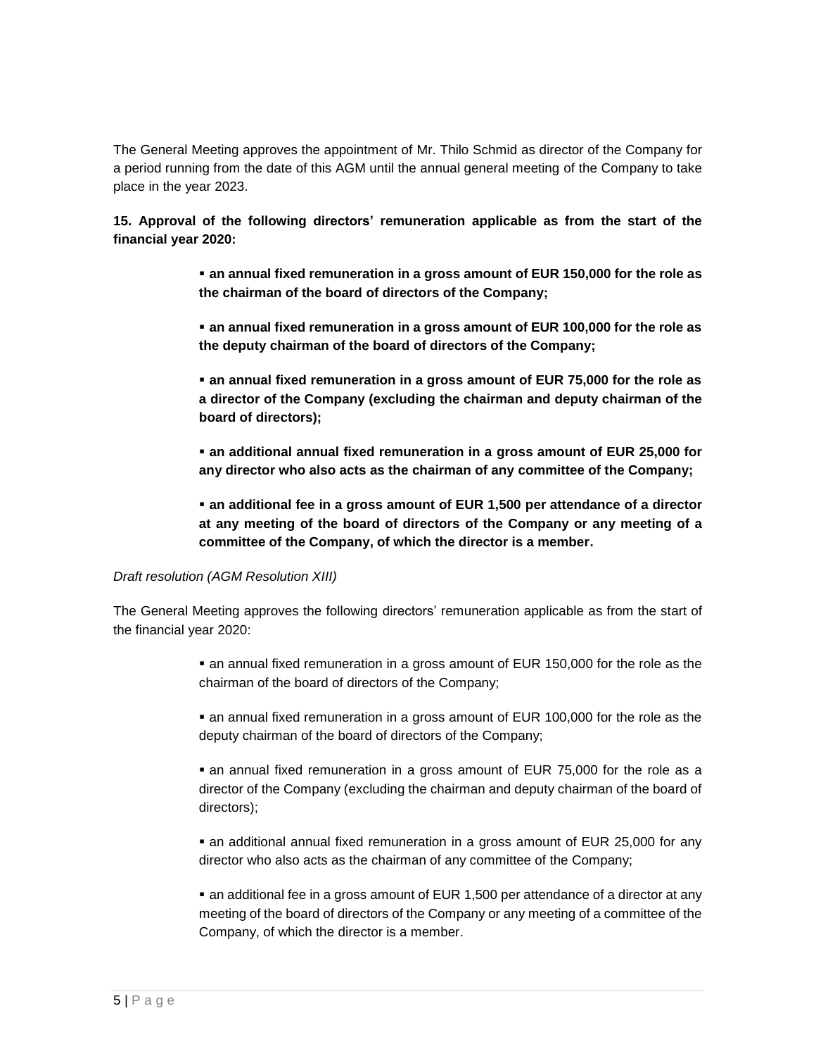The General Meeting approves the appointment of Mr. Thilo Schmid as director of the Company for a period running from the date of this AGM until the annual general meeting of the Company to take place in the year 2023.

**15. Approval of the following directors' remuneration applicable as from the start of the financial year 2020:**

- **an annual fixed remuneration in a gross amount of EUR 150,000 for the role as the chairman of the board of directors of the Company;**
- **an annual fixed remuneration in a gross amount of EUR 100,000 for the role as the deputy chairman of the board of directors of the Company;**
- **an annual fixed remuneration in a gross amount of EUR 75,000 for the role as a director of the Company (excluding the chairman and deputy chairman of the board of directors);**
- **an additional annual fixed remuneration in a gross amount of EUR 25,000 for any director who also acts as the chairman of any committee of the Company;**
- **an additional fee in a gross amount of EUR 1,500 per attendance of a director at any meeting of the board of directors of the Company or any meeting of a committee of the Company, of which the director is a member.**

*Draft resolution (AGM Resolution XIII)*

The General Meeting approves the following directors' remuneration applicable as from the start of the financial year 2020:

- an annual fixed remuneration in a gross amount of EUR 150,000 for the role as the chairman of the board of directors of the Company;
- an annual fixed remuneration in a gross amount of EUR 100,000 for the role as the deputy chairman of the board of directors of the Company;
- an annual fixed remuneration in a gross amount of EUR 75,000 for the role as a director of the Company (excluding the chairman and deputy chairman of the board of directors);
- an additional annual fixed remuneration in a gross amount of EUR 25,000 for any director who also acts as the chairman of any committee of the Company;
- an additional fee in a gross amount of EUR 1,500 per attendance of a director at any meeting of the board of directors of the Company or any meeting of a committee of the Company, of which the director is a member.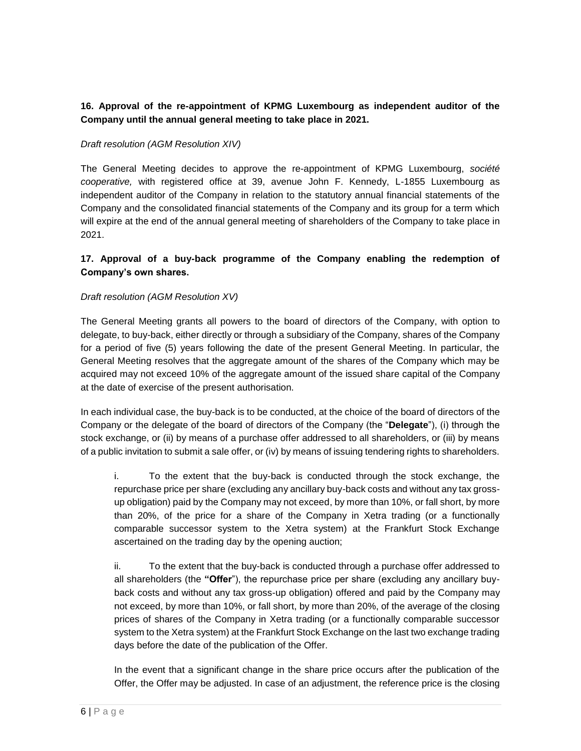**16. Approval of the re-appointment of KPMG Luxembourg as independent auditor of the Company until the annual general meeting to take place in 2021.**

*Draft resolution (AGM Resolution XIV)*

The General Meeting decides to approve the re-appointment of KPMG Luxembourg, *société cooperative,* with registered office at 39, avenue John F. Kennedy, L-1855 Luxembourg as independent auditor of the Company in relation to the statutory annual financial statements of the Company and the consolidated financial statements of the Company and its group for a term which will expire at the end of the annual general meeting of shareholders of the Company to take place in 2021.

**17. Approval of a buy-back programme of the Company enabling the redemption of Company's own shares.**

*Draft resolution (AGM Resolution XV)*

The General Meeting grants all powers to the board of directors of the Company, with option to delegate, to buy-back, either directly or through a subsidiary of the Company, shares of the Company for a period of five (5) years following the date of the present General Meeting. In particular, the General Meeting resolves that the aggregate amount of the shares of the Company which may be acquired may not exceed 10% of the aggregate amount of the issued share capital of the Company at the date of exercise of the present authorisation.

In each individual case, the buy-back is to be conducted, at the choice of the board of directors of the Company or the delegate of the board of directors of the Company (the "**Delegate**"), (i) through the stock exchange, or (ii) by means of a purchase offer addressed to all shareholders, or (iii) by means of a public invitation to submit a sale offer, or (iv) by means of issuing tendering rights to shareholders.

i. To the extent that the buy-back is conducted through the stock exchange, the repurchase price per share (excluding any ancillary buy-back costs and without any tax gross-up obligation) paid by the Company may not exceed, by more than 10%, or fall short, by more than 20%, of the price for a share of the Company in Xetra trading (or a functionally comparable successor system to the Xetra system) at the Frankfurt Stock Exchange ascertained on the trading day by the opening auction;

ii. To the extent that the buy-back is conducted through a purchase offer addressed to all shareholders (the **"Offer"**), the repurchase price per share (excluding any ancillary buy-back costs and without any tax gross-up obligation) offered and paid by the Company may not exceed, by more than 10%, or fall short, by more than 20%, of the average of the closing prices of shares of the Company in Xetra trading (or a functionally comparable successor system to the Xetra system) at the Frankfurt Stock Exchange on the last two exchange trading days before the date of the publication of the Offer.

In the event that a significant change in the share price occurs after the publication of the Offer, the Offer may be adjusted. In case of an adjustment, the reference price is the closing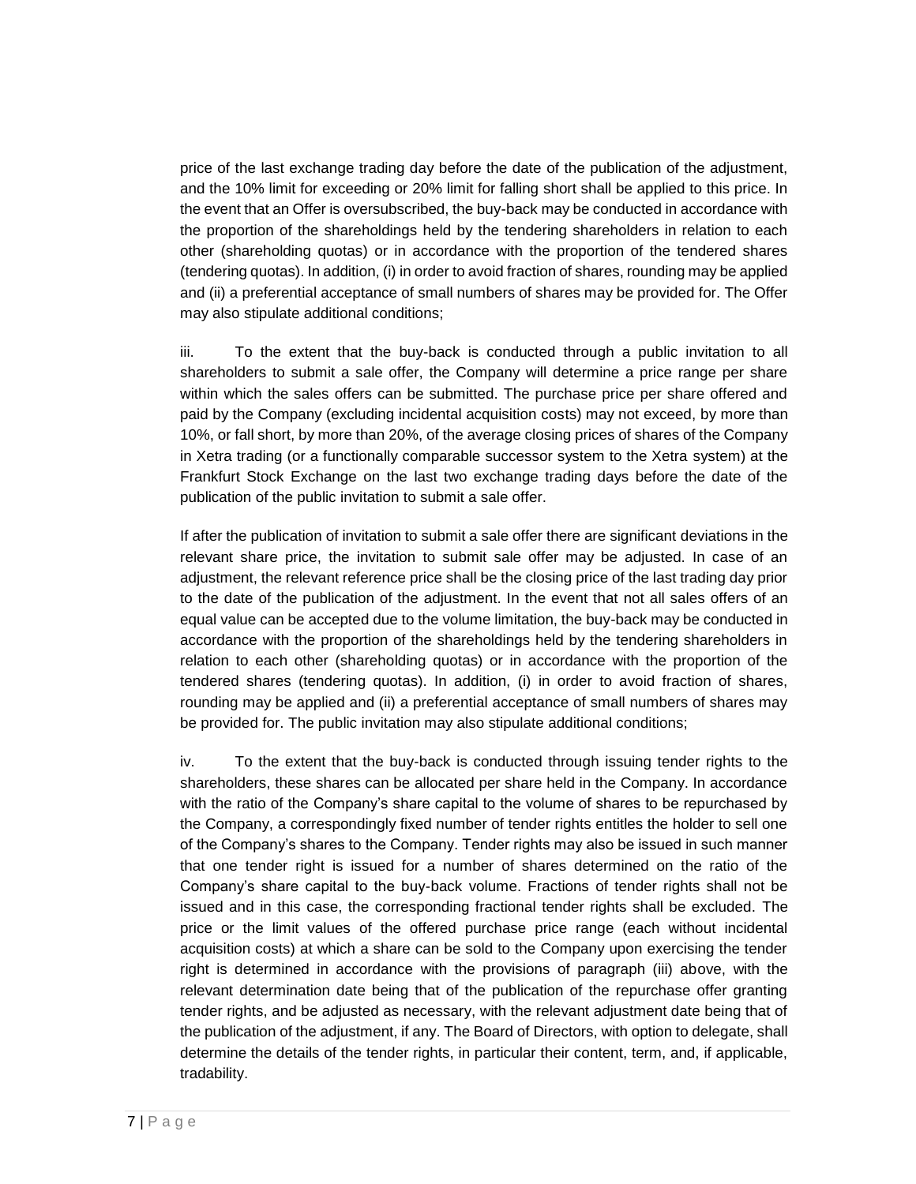price of the last exchange trading day before the date of the publication of the adjustment, and the 10% limit for exceeding or 20% limit for falling short shall be applied to this price. In the event that an Offer is oversubscribed, the buy-back may be conducted in accordance with the proportion of the shareholdings held by the tendering shareholders in relation to each other (shareholding quotas) or in accordance with the proportion of the tendered shares (tendering quotas). In addition, (i) in order to avoid fraction of shares, rounding may be applied and (ii) a preferential acceptance of small numbers of shares may be provided for. The Offer may also stipulate additional conditions;

iii. To the extent that the buy-back is conducted through a public invitation to all shareholders to submit a sale offer, the Company will determine a price range per share within which the sales offers can be submitted. The purchase price per share offered and paid by the Company (excluding incidental acquisition costs) may not exceed, by more than 10%, or fall short, by more than 20%, of the average closing prices of shares of the Company in Xetra trading (or a functionally comparable successor system to the Xetra system) at the Frankfurt Stock Exchange on the last two exchange trading days before the date of the publication of the public invitation to submit a sale offer.

If after the publication of invitation to submit a sale offer there are significant deviations in the relevant share price, the invitation to submit sale offer may be adjusted. In case of an adjustment, the relevant reference price shall be the closing price of the last trading day prior to the date of the publication of the adjustment. In the event that not all sales offers of an equal value can be accepted due to the volume limitation, the buy-back may be conducted in accordance with the proportion of the shareholdings held by the tendering shareholders in relation to each other (shareholding quotas) or in accordance with the proportion of the tendered shares (tendering quotas). In addition, (i) in order to avoid fraction of shares, rounding may be applied and (ii) a preferential acceptance of small numbers of shares may be provided for. The public invitation may also stipulate additional conditions;

iv. To the extent that the buy-back is conducted through issuing tender rights to the shareholders, these shares can be allocated per share held in the Company. In accordance with the ratio of the Company's share capital to the volume of shares to be repurchased by the Company, a correspondingly fixed number of tender rights entitles the holder to sell one of the Company's shares to the Company. Tender rights may also be issued in such manner that one tender right is issued for a number of shares determined on the ratio of the Company's share capital to the buy-back volume. Fractions of tender rights shall not be issued and in this case, the corresponding fractional tender rights shall be excluded. The price or the limit values of the offered purchase price range (each without incidental acquisition costs) at which a share can be sold to the Company upon exercising the tender right is determined in accordance with the provisions of paragraph (iii) above, with the relevant determination date being that of the publication of the repurchase offer granting tender rights, and be adjusted as necessary, with the relevant adjustment date being that of the publication of the adjustment, if any. The Board of Directors, with option to delegate, shall determine the details of the tender rights, in particular their content, term, and, if applicable, tradability.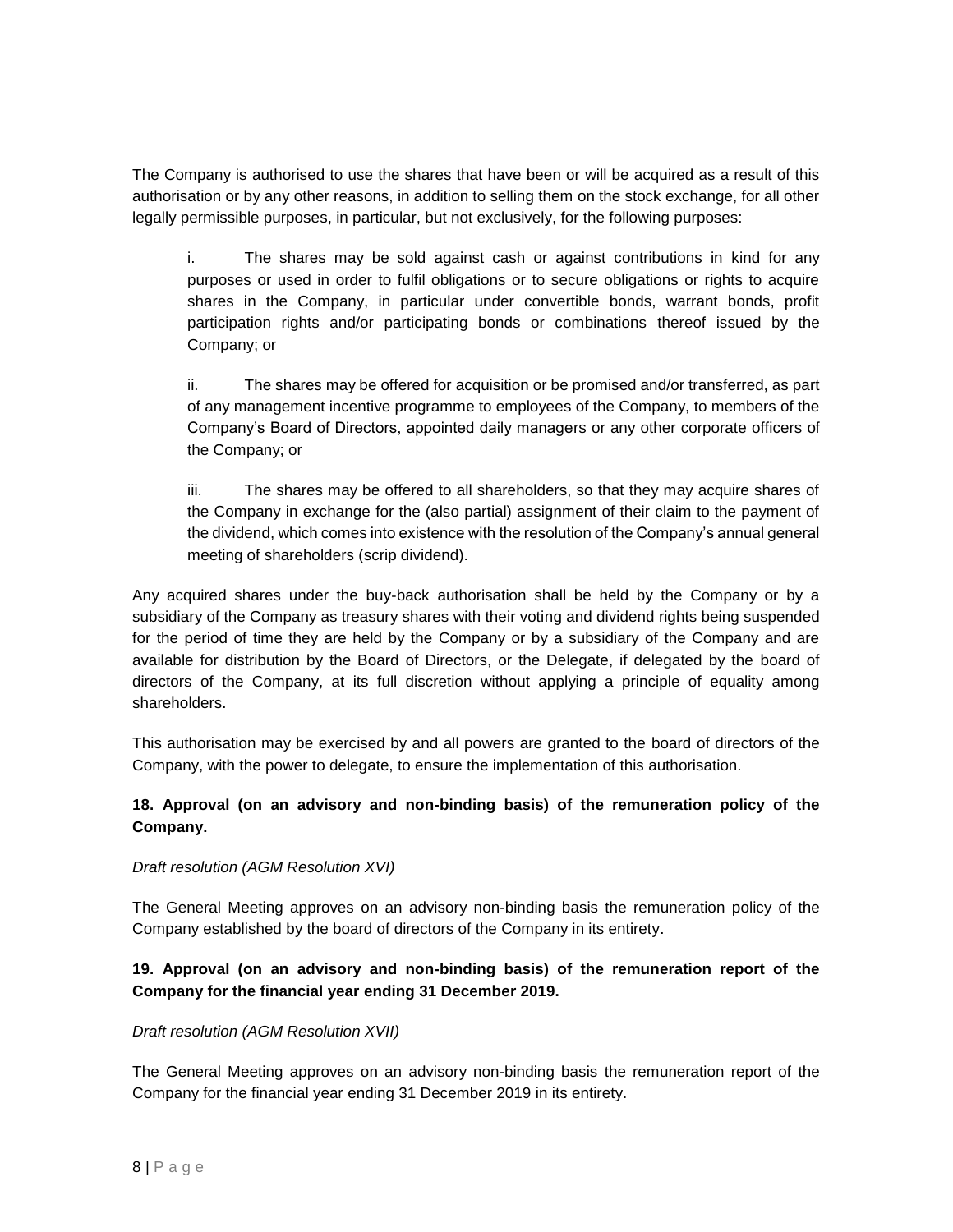The Company is authorised to use the shares that have been or will be acquired as a result of this authorisation or by any other reasons, in addition to selling them on the stock exchange, for all other legally permissible purposes, in particular, but not exclusively, for the following purposes:

i. The shares may be sold against cash or against contributions in kind for any purposes or used in order to fulfil obligations or to secure obligations or rights to acquire shares in the Company, in particular under convertible bonds, warrant bonds, profit participation rights and/or participating bonds or combinations thereof issued by the Company; or

ii. The shares may be offered for acquisition or be promised and/or transferred, as part of any management incentive programme to employees of the Company, to members of the Company's Board of Directors, appointed daily managers or any other corporate officers of the Company; or

iii. The shares may be offered to all shareholders, so that they may acquire shares of the Company in exchange for the (also partial) assignment of their claim to the payment of the dividend, which comes into existence with the resolution of the Company's annual general meeting of shareholders (scrip dividend).

Any acquired shares under the buy-back authorisation shall be held by the Company or by a subsidiary of the Company as treasury shares with their voting and dividend rights being suspended for the period of time they are held by the Company or by a subsidiary of the Company and are available for distribution by the Board of Directors, or the Delegate, if delegated by the board of directors of the Company, at its full discretion without applying a principle of equality among shareholders.

This authorisation may be exercised by and all powers are granted to the board of directors of the Company, with the power to delegate, to ensure the implementation of this authorisation.

**18. Approval (on an advisory and non-binding basis) of the remuneration policy of the Company.**

*Draft resolution (AGM Resolution XVI)*

The General Meeting approves on an advisory non-binding basis the remuneration policy of the Company established by the board of directors of the Company in its entirety.

**19. Approval (on an advisory and non-binding basis) of the remuneration report of the Company for the financial year ending 31 December 2019.**

*Draft resolution (AGM Resolution XVII)*

The General Meeting approves on an advisory non-binding basis the remuneration report of the Company for the financial year ending 31 December 2019 in its entirety.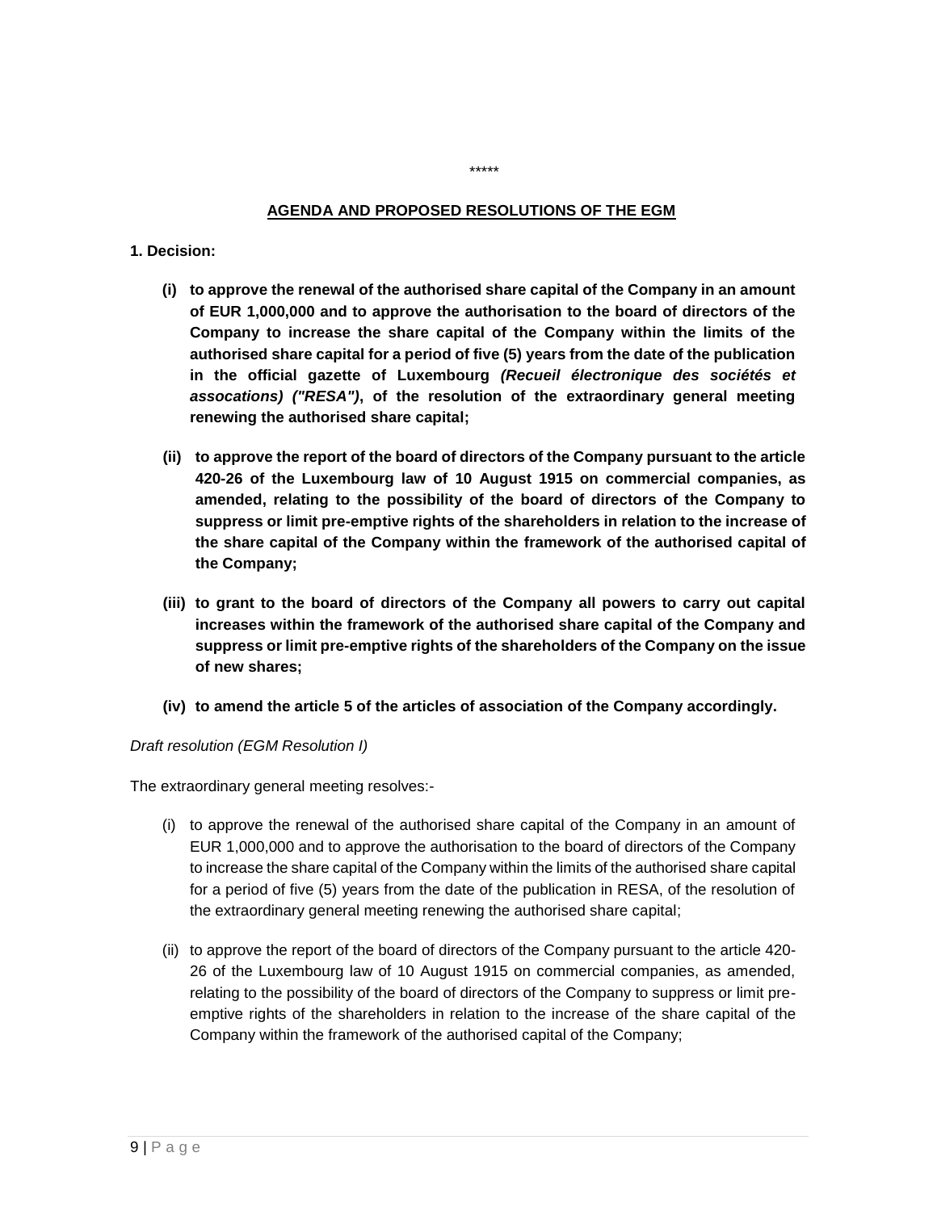*****

**AGENDA AND PROPOSED RESOLUTIONS OF THE EGM**

**1. Decision:**

**(i) to approve the renewal of the authorised share capital of the Company in an amount of EUR 1,000,000 and to approve the authorisation to the board of directors of the Company to increase the share capital of the Company within the limits of the authorised share capital for a period of five (5) years from the date of the publication in the official gazette of Luxembourg *(Recueil électronique des sociétés et assocations) ("RESA")*, of the resolution of the extraordinary general meeting renewing the authorised share capital;**

**(ii) to approve the report of the board of directors of the Company pursuant to the article 420-26 of the Luxembourg law of 10 August 1915 on commercial companies, as amended, relating to the possibility of the board of directors of the Company to suppress or limit pre-emptive rights of the shareholders in relation to the increase of the share capital of the Company within the framework of the authorised capital of the Company;**

**(iii) to grant to the board of directors of the Company all powers to carry out capital increases within the framework of the authorised share capital of the Company and suppress or limit pre-emptive rights of the shareholders of the Company on the issue of new shares;**

**(iv) to amend the article 5 of the articles of association of the Company accordingly.**

*Draft resolution (EGM Resolution I)*

The extraordinary general meeting resolves:-

(i) to approve the renewal of the authorised share capital of the Company in an amount of EUR 1,000,000 and to approve the authorisation to the board of directors of the Company to increase the share capital of the Company within the limits of the authorised share capital for a period of five (5) years from the date of the publication in RESA, of the resolution of the extraordinary general meeting renewing the authorised share capital;

(ii) to approve the report of the board of directors of the Company pursuant to the article 420-26 of the Luxembourg law of 10 August 1915 on commercial companies, as amended, relating to the possibility of the board of directors of the Company to suppress or limit pre-emptive rights of the shareholders in relation to the increase of the share capital of the Company within the framework of the authorised capital of the Company;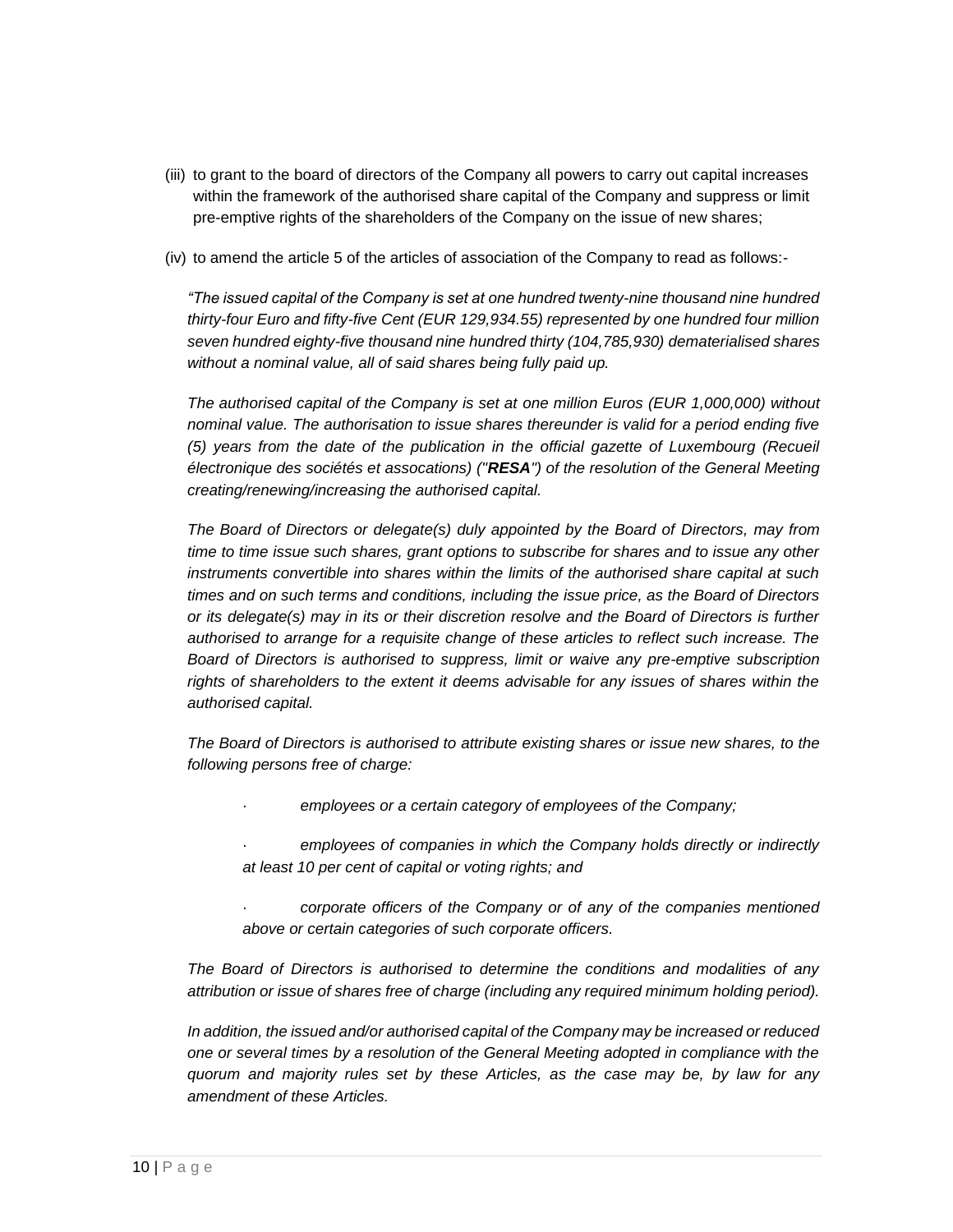(iii) to grant to the board of directors of the Company all powers to carry out capital increases within the framework of the authorised share capital of the Company and suppress or limit pre-emptive rights of the shareholders of the Company on the issue of new shares;

(iv) to amend the article 5 of the articles of association of the Company to read as follows:-

*"The issued capital of the Company is set at one hundred twenty-nine thousand nine hundred thirty-four Euro and fifty-five Cent (EUR 129,934.55) represented by one hundred four million seven hundred eighty-five thousand nine hundred thirty (104,785,930) dematerialised shares without a nominal value, all of said shares being fully paid up.*

*The authorised capital of the Company is set at one million Euros (EUR 1,000,000) without nominal value. The authorisation to issue shares thereunder is valid for a period ending five (5) years from the date of the publication in the official gazette of Luxembourg (Recueil électronique des sociétés et assocations) ("**RESA**") of the resolution of the General Meeting creating/renewing/increasing the authorised capital.*

*The Board of Directors or delegate(s) duly appointed by the Board of Directors, may from time to time issue such shares, grant options to subscribe for shares and to issue any other instruments convertible into shares within the limits of the authorised share capital at such times and on such terms and conditions, including the issue price, as the Board of Directors or its delegate(s) may in its or their discretion resolve and the Board of Directors is further authorised to arrange for a requisite change of these articles to reflect such increase. The Board of Directors is authorised to suppress, limit or waive any pre-emptive subscription rights of shareholders to the extent it deems advisable for any issues of shares within the authorised capital.*

*The Board of Directors is authorised to attribute existing shares or issue new shares, to the following persons free of charge:*

- *employees or a certain category of employees of the Company;*
- *employees of companies in which the Company holds directly or indirectly at least 10 per cent of capital or voting rights; and*
- *corporate officers of the Company or of any of the companies mentioned above or certain categories of such corporate officers.*

*The Board of Directors is authorised to determine the conditions and modalities of any attribution or issue of shares free of charge (including any required minimum holding period).*

*In addition, the issued and/or authorised capital of the Company may be increased or reduced one or several times by a resolution of the General Meeting adopted in compliance with the quorum and majority rules set by these Articles, as the case may be, by law for any amendment of these Articles.*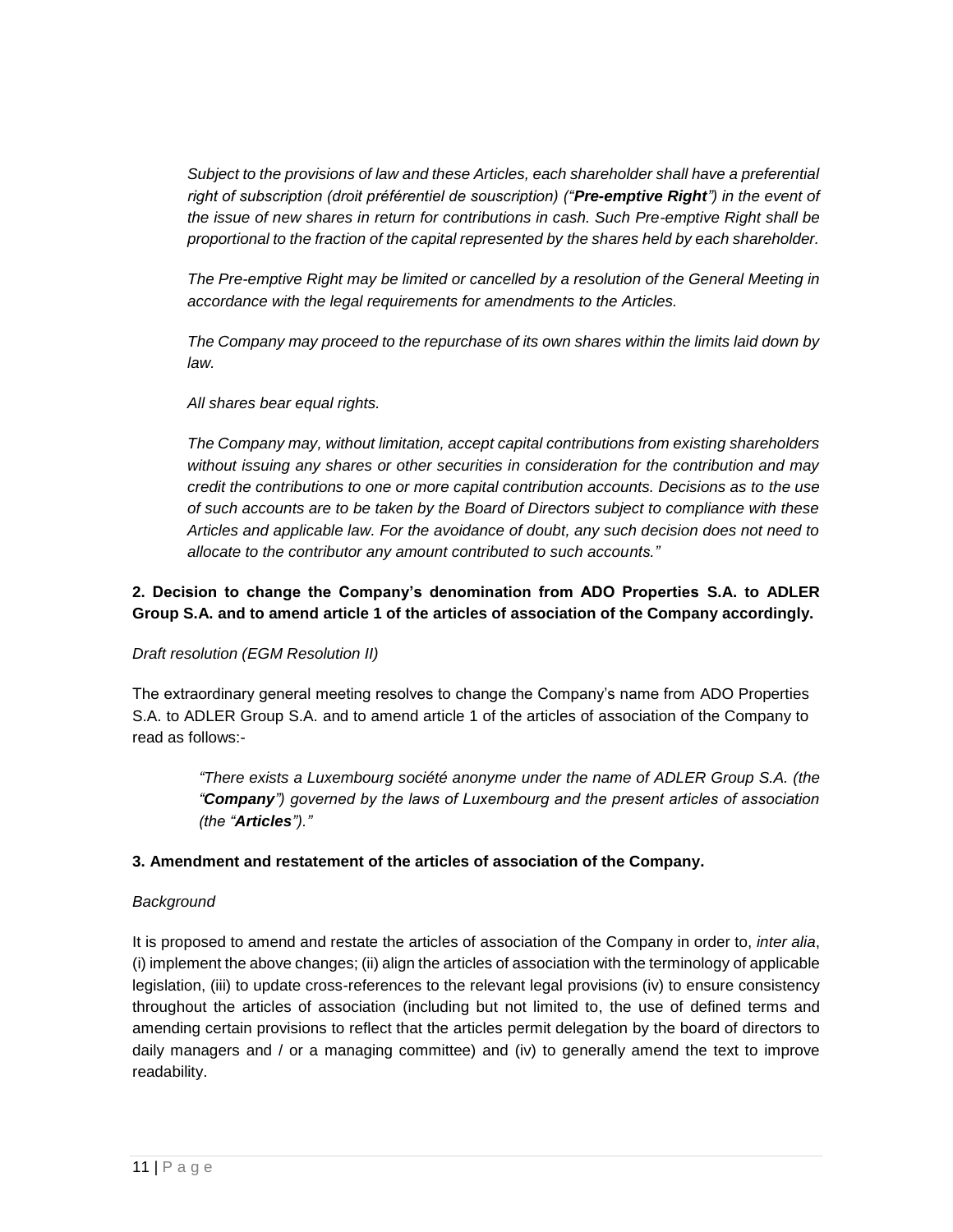*Subject to the provisions of law and these Articles, each shareholder shall have a preferential right of subscription (droit préférentiel de souscription) ("**Pre-emptive Right**") in the event of the issue of new shares in return for contributions in cash. Such Pre-emptive Right shall be proportional to the fraction of the capital represented by the shares held by each shareholder.*

*The Pre-emptive Right may be limited or cancelled by a resolution of the General Meeting in accordance with the legal requirements for amendments to the Articles.*

*The Company may proceed to the repurchase of its own shares within the limits laid down by law.*

*All shares bear equal rights.*

*The Company may, without limitation, accept capital contributions from existing shareholders without issuing any shares or other securities in consideration for the contribution and may credit the contributions to one or more capital contribution accounts. Decisions as to the use of such accounts are to be taken by the Board of Directors subject to compliance with these Articles and applicable law. For the avoidance of doubt, any such decision does not need to allocate to the contributor any amount contributed to such accounts."*

**2. Decision to change the Company's denomination from ADO Properties S.A. to ADLER Group S.A. and to amend article 1 of the articles of association of the Company accordingly.**

*Draft resolution (EGM Resolution II)*

The extraordinary general meeting resolves to change the Company's name from ADO Properties S.A. to ADLER Group S.A. and to amend article 1 of the articles of association of the Company to read as follows:-

> *"There exists a Luxembourg société anonyme under the name of ADLER Group S.A. (the "**Company**") governed by the laws of Luxembourg and the present articles of association (the "**Articles**")."*

**3. Amendment and restatement of the articles of association of the Company.**

*Background*

It is proposed to amend and restate the articles of association of the Company in order to, *inter alia*, (i) implement the above changes; (ii) align the articles of association with the terminology of applicable legislation, (iii) to update cross-references to the relevant legal provisions (iv) to ensure consistency throughout the articles of association (including but not limited to, the use of defined terms and amending certain provisions to reflect that the articles permit delegation by the board of directors to daily managers and / or a managing committee) and (iv) to generally amend the text to improve readability.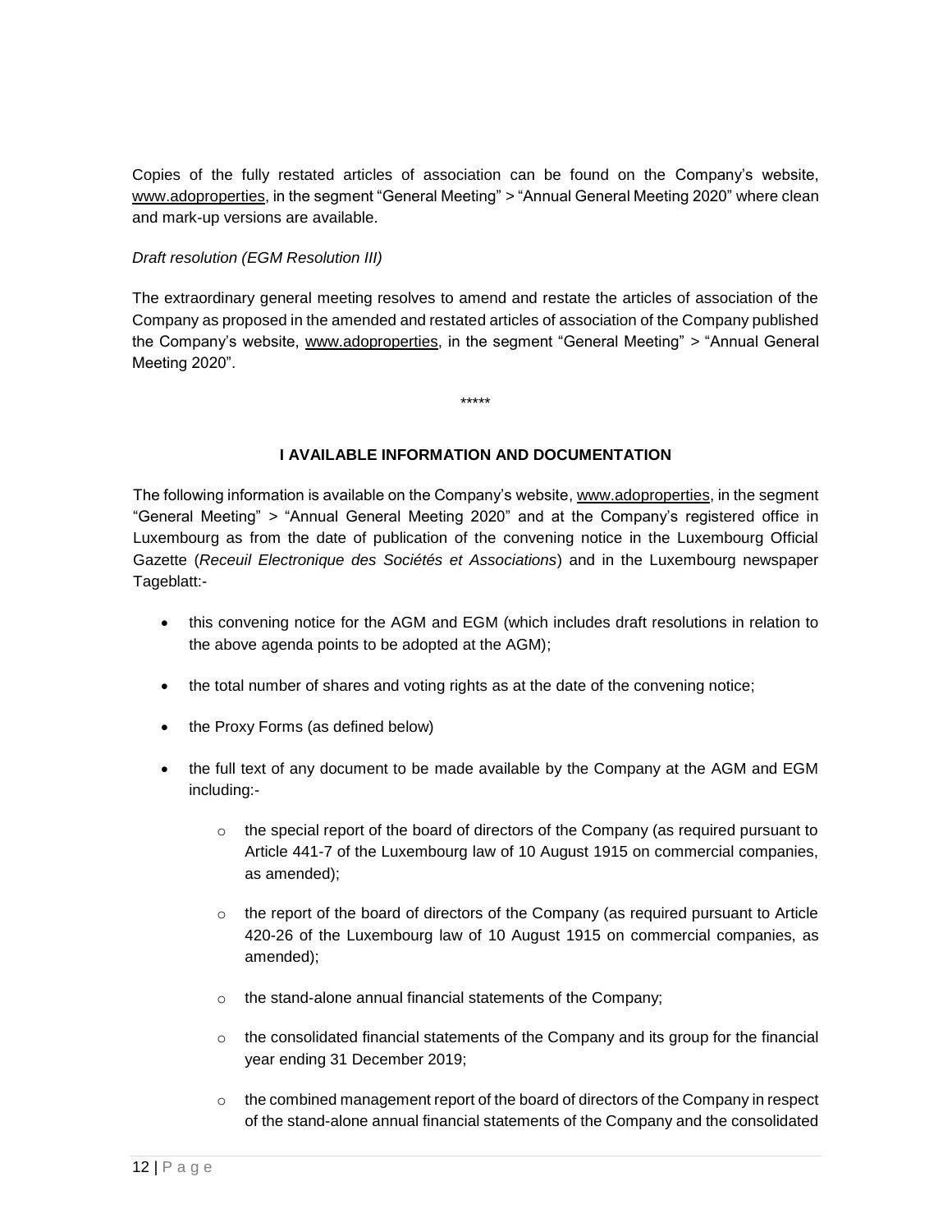Copies of the fully restated articles of association can be found on the Company's website, www.adoproperties, in the segment "General Meeting" > "Annual General Meeting 2020" where clean and mark-up versions are available.

*Draft resolution (EGM Resolution III)*

The extraordinary general meeting resolves to amend and restate the articles of association of the Company as proposed in the amended and restated articles of association of the Company published the Company's website, www.adoproperties, in the segment "General Meeting" > "Annual General Meeting 2020".

\*\*\*\*\*

## I AVAILABLE INFORMATION AND DOCUMENTATION

The following information is available on the Company's website, www.adoproperties, in the segment "General Meeting" > "Annual General Meeting 2020" and at the Company's registered office in Luxembourg as from the date of publication of the convening notice in the Luxembourg Official Gazette (*Receuil Electronique des Sociétés et Associations*) and in the Luxembourg newspaper Tageblatt:-

- this convening notice for the AGM and EGM (which includes draft resolutions in relation to the above agenda points to be adopted at the AGM);
- the total number of shares and voting rights as at the date of the convening notice;
- the Proxy Forms (as defined below)
- the full text of any document to be made available by the Company at the AGM and EGM including:-
  - the special report of the board of directors of the Company (as required pursuant to Article 441-7 of the Luxembourg law of 10 August 1915 on commercial companies, as amended);
  - the report of the board of directors of the Company (as required pursuant to Article 420-26 of the Luxembourg law of 10 August 1915 on commercial companies, as amended);
  - the stand-alone annual financial statements of the Company;
  - the consolidated financial statements of the Company and its group for the financial year ending 31 December 2019;
  - the combined management report of the board of directors of the Company in respect of the stand-alone annual financial statements of the Company and the consolidated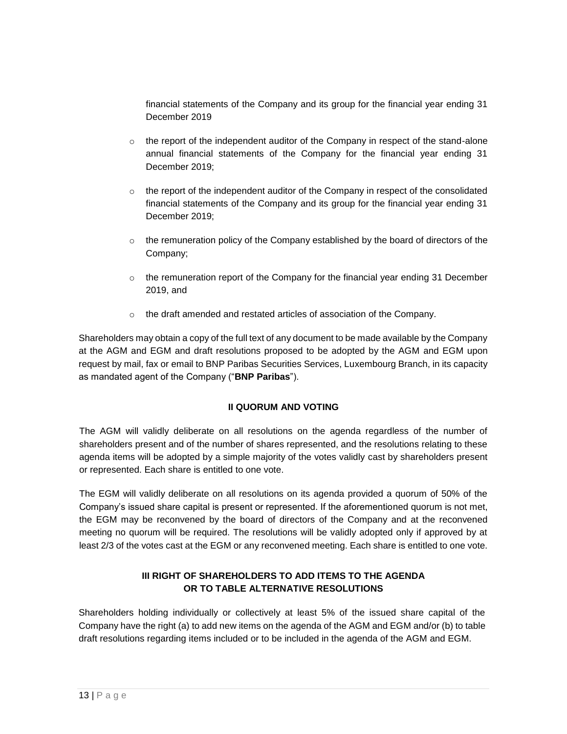financial statements of the Company and its group for the financial year ending 31 December 2019

- the report of the independent auditor of the Company in respect of the stand-alone annual financial statements of the Company for the financial year ending 31 December 2019;
- the report of the independent auditor of the Company in respect of the consolidated financial statements of the Company and its group for the financial year ending 31 December 2019;
- the remuneration policy of the Company established by the board of directors of the Company;
- the remuneration report of the Company for the financial year ending 31 December 2019, and
- the draft amended and restated articles of association of the Company.

Shareholders may obtain a copy of the full text of any document to be made available by the Company at the AGM and EGM and draft resolutions proposed to be adopted by the AGM and EGM upon request by mail, fax or email to BNP Paribas Securities Services, Luxembourg Branch, in its capacity as mandated agent of the Company ("**BNP Paribas**").

## II QUORUM AND VOTING

The AGM will validly deliberate on all resolutions on the agenda regardless of the number of shareholders present and of the number of shares represented, and the resolutions relating to these agenda items will be adopted by a simple majority of the votes validly cast by shareholders present or represented. Each share is entitled to one vote.

The EGM will validly deliberate on all resolutions on its agenda provided a quorum of 50% of the Company's issued share capital is present or represented. If the aforementioned quorum is not met, the EGM may be reconvened by the board of directors of the Company and at the reconvened meeting no quorum will be required. The resolutions will be validly adopted only if approved by at least 2/3 of the votes cast at the EGM or any reconvened meeting. Each share is entitled to one vote.

## III RIGHT OF SHAREHOLDERS TO ADD ITEMS TO THE AGENDA OR TO TABLE ALTERNATIVE RESOLUTIONS

Shareholders holding individually or collectively at least 5% of the issued share capital of the Company have the right (a) to add new items on the agenda of the AGM and EGM and/or (b) to table draft resolutions regarding items included or to be included in the agenda of the AGM and EGM.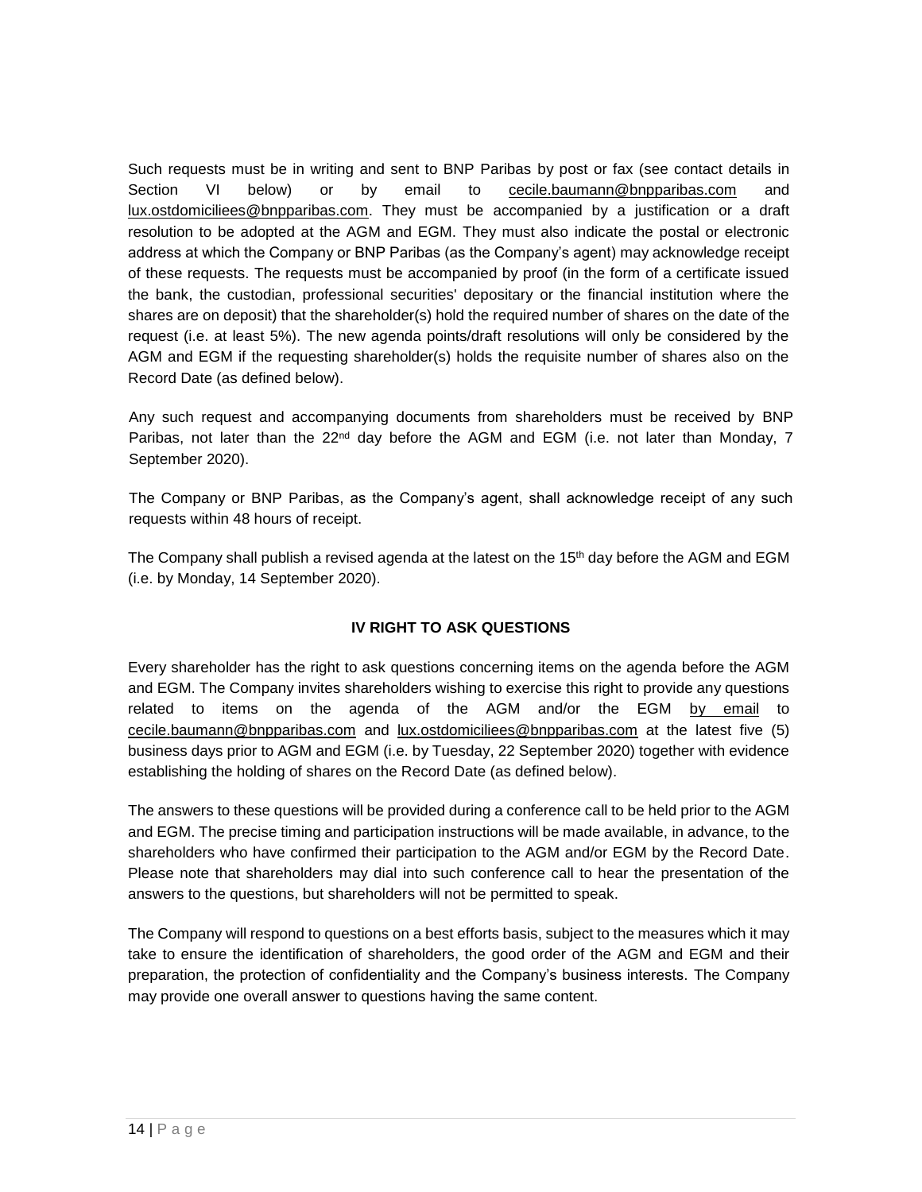Such requests must be in writing and sent to BNP Paribas by post or fax (see contact details in Section VI below) or by email to cecile.baumann@bnpparibas.com and lux.ostdomiciliees@bnpparibas.com. They must be accompanied by a justification or a draft resolution to be adopted at the AGM and EGM. They must also indicate the postal or electronic address at which the Company or BNP Paribas (as the Company's agent) may acknowledge receipt of these requests. The requests must be accompanied by proof (in the form of a certificate issued the bank, the custodian, professional securities' depositary or the financial institution where the shares are on deposit) that the shareholder(s) hold the required number of shares on the date of the request (i.e. at least 5%). The new agenda points/draft resolutions will only be considered by the AGM and EGM if the requesting shareholder(s) holds the requisite number of shares also on the Record Date (as defined below).

Any such request and accompanying documents from shareholders must be received by BNP Paribas, not later than the 22nd day before the AGM and EGM (i.e. not later than Monday, 7 September 2020).

The Company or BNP Paribas, as the Company's agent, shall acknowledge receipt of any such requests within 48 hours of receipt.

The Company shall publish a revised agenda at the latest on the 15th day before the AGM and EGM (i.e. by Monday, 14 September 2020).

## IV RIGHT TO ASK QUESTIONS

Every shareholder has the right to ask questions concerning items on the agenda before the AGM and EGM. The Company invites shareholders wishing to exercise this right to provide any questions related to items on the agenda of the AGM and/or the EGM by email to cecile.baumann@bnpparibas.com and lux.ostdomiciliees@bnpparibas.com at the latest five (5) business days prior to AGM and EGM (i.e. by Tuesday, 22 September 2020) together with evidence establishing the holding of shares on the Record Date (as defined below).

The answers to these questions will be provided during a conference call to be held prior to the AGM and EGM. The precise timing and participation instructions will be made available, in advance, to the shareholders who have confirmed their participation to the AGM and/or EGM by the Record Date. Please note that shareholders may dial into such conference call to hear the presentation of the answers to the questions, but shareholders will not be permitted to speak.

The Company will respond to questions on a best efforts basis, subject to the measures which it may take to ensure the identification of shareholders, the good order of the AGM and EGM and their preparation, the protection of confidentiality and the Company's business interests. The Company may provide one overall answer to questions having the same content.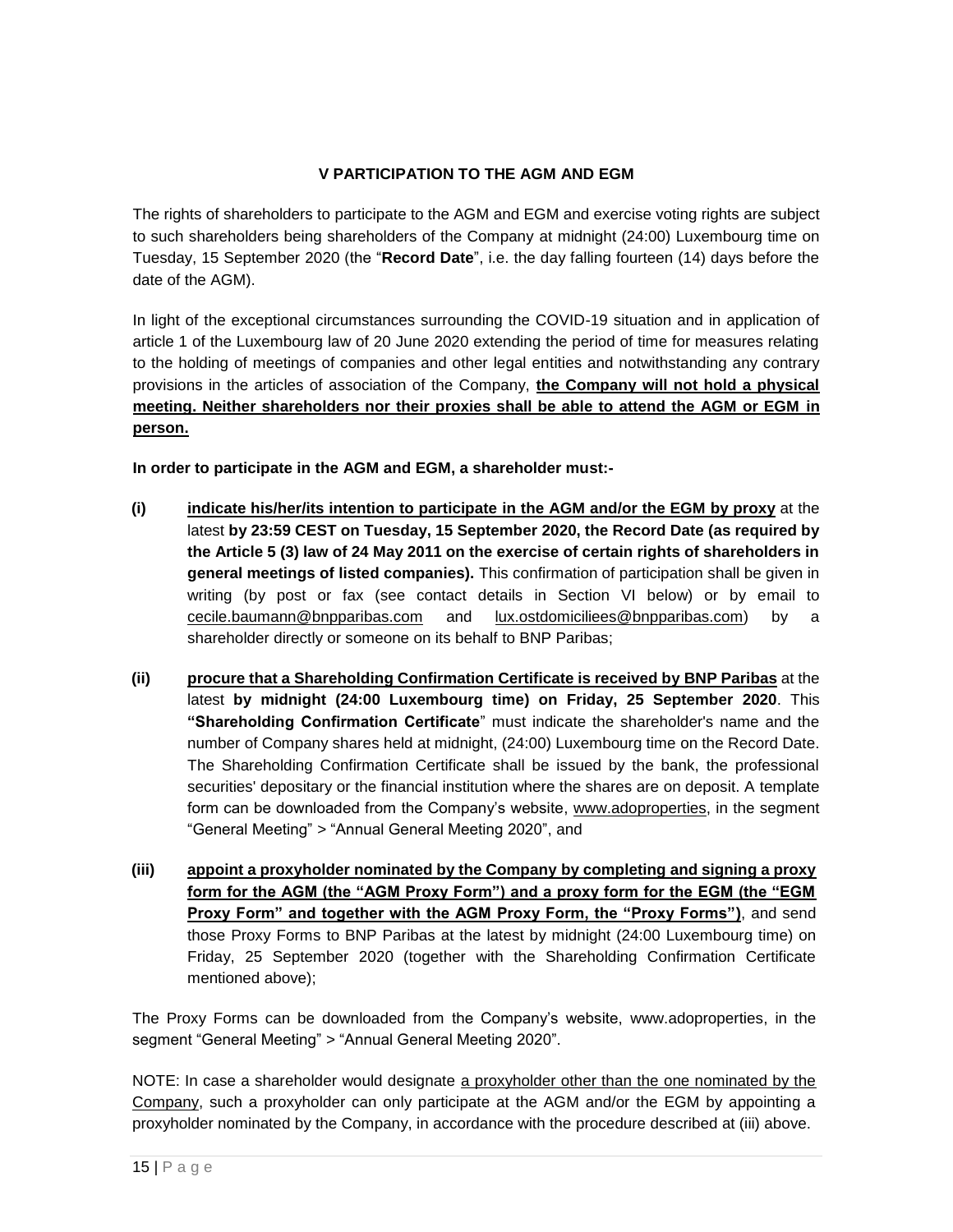## V PARTICIPATION TO THE AGM AND EGM

The rights of shareholders to participate to the AGM and EGM and exercise voting rights are subject to such shareholders being shareholders of the Company at midnight (24:00) Luxembourg time on Tuesday, 15 September 2020 (the "**Record Date**", i.e. the day falling fourteen (14) days before the date of the AGM).

In light of the exceptional circumstances surrounding the COVID-19 situation and in application of article 1 of the Luxembourg law of 20 June 2020 extending the period of time for measures relating to the holding of meetings of companies and other legal entities and notwithstanding any contrary provisions in the articles of association of the Company, **the Company will not hold a physical meeting. Neither shareholders nor their proxies shall be able to attend the AGM or EGM in person.**

**In order to participate in the AGM and EGM, a shareholder must:-**

**(i)** **indicate his/her/its intention to participate in the AGM and/or the EGM by proxy** at the latest **by 23:59 CEST on Tuesday, 15 September 2020, the Record Date (as required by the Article 5 (3) law of 24 May 2011 on the exercise of certain rights of shareholders in general meetings of listed companies).** This confirmation of participation shall be given in writing (by post or fax (see contact details in Section VI below) or by email to cecile.baumann@bnpparibas.com and lux.ostdomiciliees@bnpparibas.com) by a shareholder directly or someone on its behalf to BNP Paribas;

**(ii)** **procure that a Shareholding Confirmation Certificate is received by BNP Paribas** at the latest **by midnight (24:00 Luxembourg time) on Friday, 25 September 2020**. This **"Shareholding Confirmation Certificate**" must indicate the shareholder's name and the number of Company shares held at midnight, (24:00) Luxembourg time on the Record Date. The Shareholding Confirmation Certificate shall be issued by the bank, the professional securities' depositary or the financial institution where the shares are on deposit. A template form can be downloaded from the Company's website, www.adoproperties, in the segment "General Meeting" > "Annual General Meeting 2020", and

**(iii)** **appoint a proxyholder nominated by the Company by completing and signing a proxy form for the AGM (the "AGM Proxy Form") and a proxy form for the EGM (the "EGM Proxy Form" and together with the AGM Proxy Form, the "Proxy Forms")**, and send those Proxy Forms to BNP Paribas at the latest by midnight (24:00 Luxembourg time) on Friday, 25 September 2020 (together with the Shareholding Confirmation Certificate mentioned above);

The Proxy Forms can be downloaded from the Company's website, www.adoproperties, in the segment "General Meeting" > "Annual General Meeting 2020".

NOTE: In case a shareholder would designate a proxyholder other than the one nominated by the Company, such a proxyholder can only participate at the AGM and/or the EGM by appointing a proxyholder nominated by the Company, in accordance with the procedure described at (iii) above.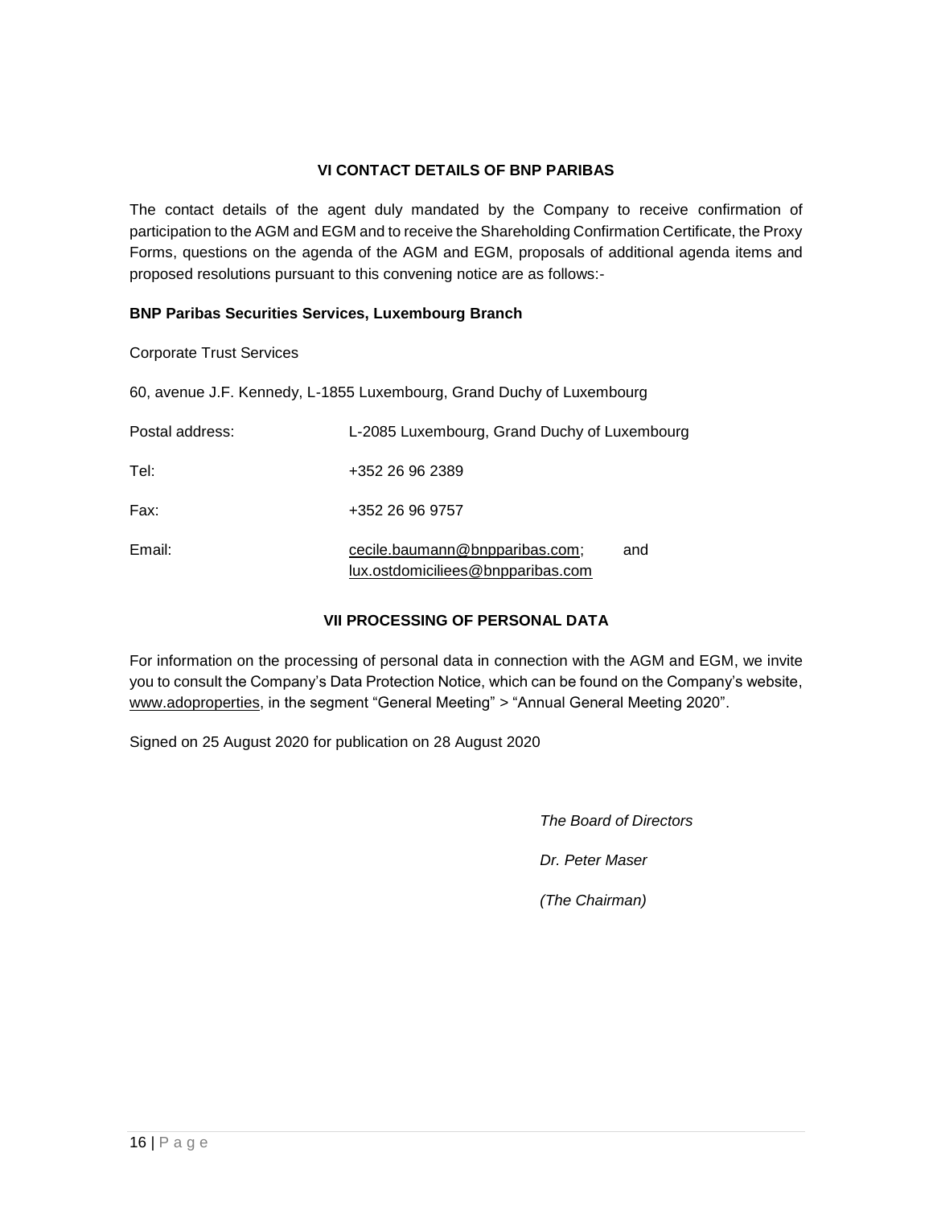## VI CONTACT DETAILS OF BNP PARIBAS

The contact details of the agent duly mandated by the Company to receive confirmation of participation to the AGM and EGM and to receive the Shareholding Confirmation Certificate, the Proxy Forms, questions on the agenda of the AGM and EGM, proposals of additional agenda items and proposed resolutions pursuant to this convening notice are as follows:-

**BNP Paribas Securities Services, Luxembourg Branch**

Corporate Trust Services

60, avenue J.F. Kennedy, L-1855 Luxembourg, Grand Duchy of Luxembourg

| | |
|---|---|
| Postal address: | L-2085 Luxembourg, Grand Duchy of Luxembourg |
| Tel: | +352 26 96 2389 |
| Fax: | +352 26 96 9757 |
| Email: | cecile.baumann@bnpparibas.com; and lux.ostdomiciliees@bnpparibas.com |

## VII PROCESSING OF PERSONAL DATA

For information on the processing of personal data in connection with the AGM and EGM, we invite you to consult the Company's Data Protection Notice, which can be found on the Company's website, www.adoproperties, in the segment "General Meeting" > "Annual General Meeting 2020".

Signed on 25 August 2020 for publication on 28 August 2020

*The Board of Directors*

*Dr. Peter Maser*

*(The Chairman)*